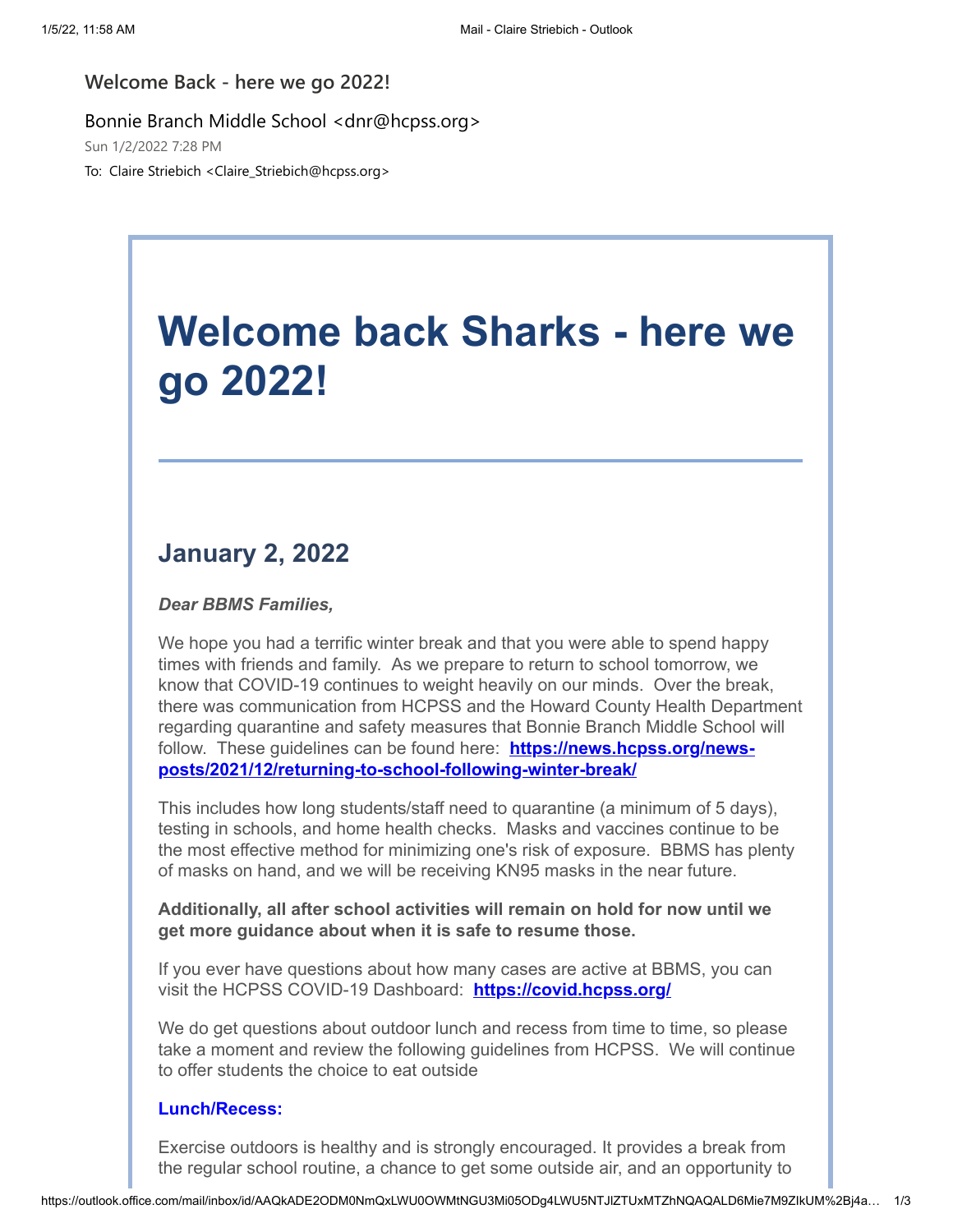Welcome Back - here we go 2022!

Bonnie Branch Middle School <dnr@hcpss.org>

Sun 1/2/2022 7:28 PM

To: Claire Striebich <Claire_Striebich@hcpss.org>

# Welcome back Sharks - here we go 2022!

## January 2, 2022

***Dear BBMS Families,***

We hope you had a terrific winter break and that you were able to spend happy times with friends and family. As we prepare to return to school tomorrow, we know that COVID-19 continues to weight heavily on our minds. Over the break, there was communication from HCPSS and the Howard County Health Department regarding quarantine and safety measures that Bonnie Branch Middle School will follow. These guidelines can be found here: **https://news.hcpss.org/news-posts/2021/12/returning-to-school-following-winter-break/**

This includes how long students/staff need to quarantine (a minimum of 5 days), testing in schools, and home health checks. Masks and vaccines continue to be the most effective method for minimizing one's risk of exposure. BBMS has plenty of masks on hand, and we will be receiving KN95 masks in the near future.

**Additionally, all after school activities will remain on hold for now until we get more guidance about when it is safe to resume those.**

If you ever have questions about how many cases are active at BBMS, you can visit the HCPSS COVID-19 Dashboard: **https://covid.hcpss.org/**

We do get questions about outdoor lunch and recess from time to time, so please take a moment and review the following guidelines from HCPSS. We will continue to offer students the choice to eat outside

**Lunch/Recess:**

Exercise outdoors is healthy and is strongly encouraged. It provides a break from the regular school routine, a chance to get some outside air, and an opportunity to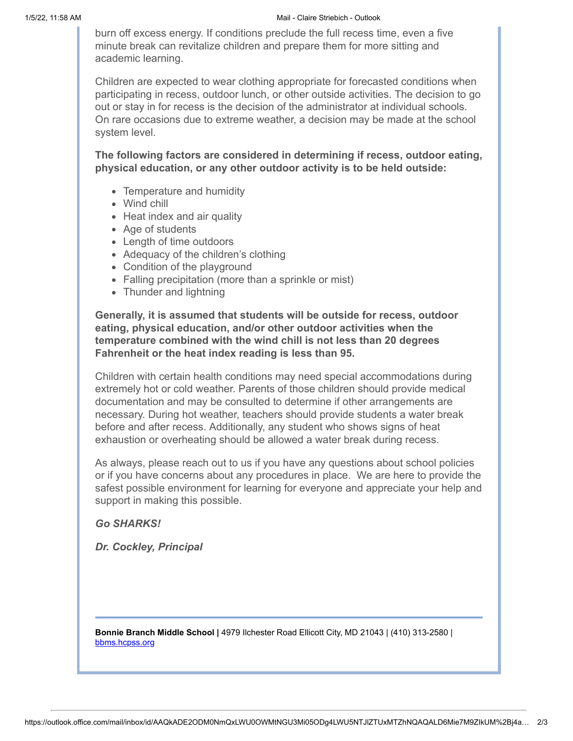burn off excess energy. If conditions preclude the full recess time, even a five minute break can revitalize children and prepare them for more sitting and academic learning.

Children are expected to wear clothing appropriate for forecasted conditions when participating in recess, outdoor lunch, or other outside activities. The decision to go out or stay in for recess is the decision of the administrator at individual schools. On rare occasions due to extreme weather, a decision may be made at the school system level.

**The following factors are considered in determining if recess, outdoor eating, physical education, or any other outdoor activity is to be held outside:**

- Temperature and humidity
- Wind chill
- Heat index and air quality
- Age of students
- Length of time outdoors
- Adequacy of the children's clothing
- Condition of the playground
- Falling precipitation (more than a sprinkle or mist)
- Thunder and lightning

**Generally, it is assumed that students will be outside for recess, outdoor eating, physical education, and/or other outdoor activities when the temperature combined with the wind chill is not less than 20 degrees Fahrenheit or the heat index reading is less than 95.**

Children with certain health conditions may need special accommodations during extremely hot or cold weather. Parents of those children should provide medical documentation and may be consulted to determine if other arrangements are necessary. During hot weather, teachers should provide students a water break before and after recess. Additionally, any student who shows signs of heat exhaustion or overheating should be allowed a water break during recess.

As always, please reach out to us if you have any questions about school policies or if you have concerns about any procedures in place. We are here to provide the safest possible environment for learning for everyone and appreciate your help and support in making this possible.

***Go SHARKS!***

***Dr. Cockley, Principal***

---

**Bonnie Branch Middle School |** 4979 Ilchester Road Ellicott City, MD 21043 | (410) 313-2580 | [bbms.hcpss.org](bbms.hcpss.org)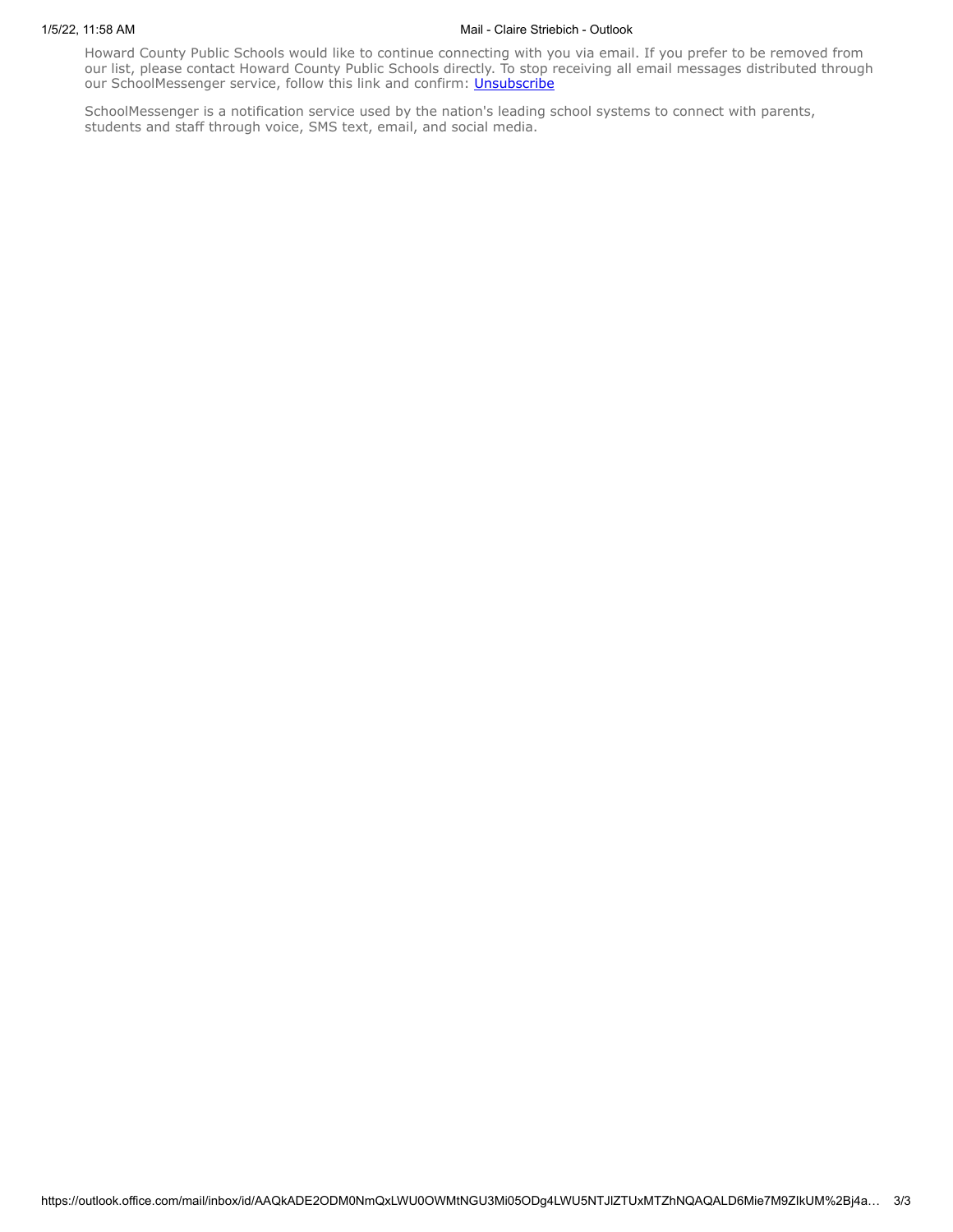Howard County Public Schools would like to continue connecting with you via email. If you prefer to be removed from our list, please contact Howard County Public Schools directly. To stop receiving all email messages distributed through our SchoolMessenger service, follow this link and confirm: Unsubscribe

SchoolMessenger is a notification service used by the nation's leading school systems to connect with parents, students and staff through voice, SMS text, email, and social media.